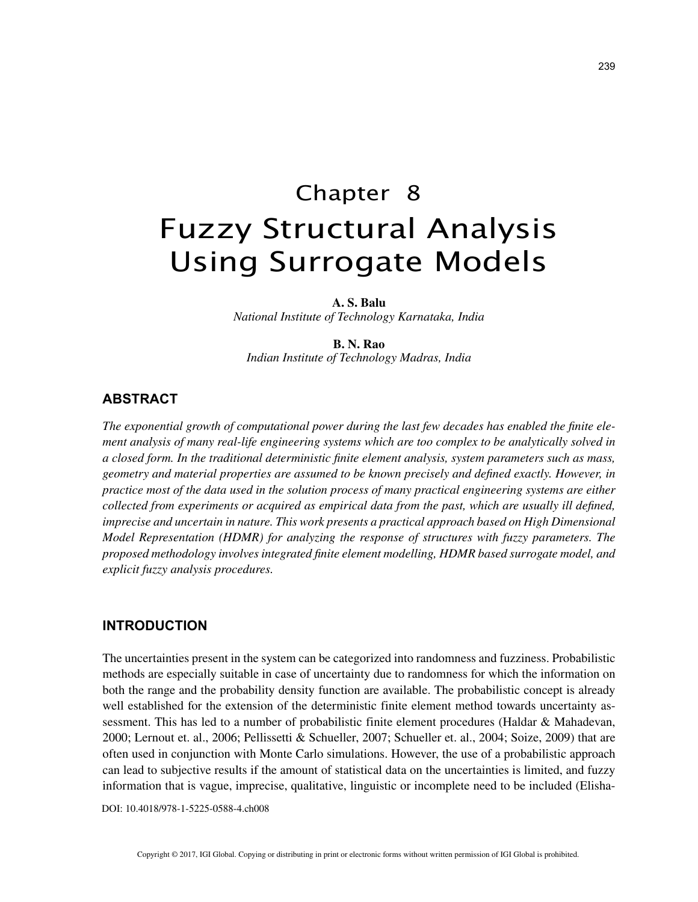# Chapter 8
# Fuzzy Structural Analysis Using Surrogate Models

**A. S. Balu**
*National Institute of Technology Karnataka, India*

**B. N. Rao**
*Indian Institute of Technology Madras, India*

## ABSTRACT

*The exponential growth of computational power during the last few decades has enabled the finite element analysis of many real-life engineering systems which are too complex to be analytically solved in a closed form. In the traditional deterministic finite element analysis, system parameters such as mass, geometry and material properties are assumed to be known precisely and defined exactly. However, in practice most of the data used in the solution process of many practical engineering systems are either collected from experiments or acquired as empirical data from the past, which are usually ill defined, imprecise and uncertain in nature. This work presents a practical approach based on High Dimensional Model Representation (HDMR) for analyzing the response of structures with fuzzy parameters. The proposed methodology involves integrated finite element modelling, HDMR based surrogate model, and explicit fuzzy analysis procedures.*

## INTRODUCTION

The uncertainties present in the system can be categorized into randomness and fuzziness. Probabilistic methods are especially suitable in case of uncertainty due to randomness for which the information on both the range and the probability density function are available. The probabilistic concept is already well established for the extension of the deterministic finite element method towards uncertainty assessment. This has led to a number of probabilistic finite element procedures (Haldar & Mahadevan, 2000; Lernout et. al., 2006; Pellissetti & Schueller, 2007; Schueller et. al., 2004; Soize, 2009) that are often used in conjunction with Monte Carlo simulations. However, the use of a probabilistic approach can lead to subjective results if the amount of statistical data on the uncertainties is limited, and fuzzy information that is vague, imprecise, qualitative, linguistic or incomplete need to be included (Elisha-

DOI: 10.4018/978-1-5225-0588-4.ch008

Copyright © 2017, IGI Global. Copying or distributing in print or electronic forms without written permission of IGI Global is prohibited.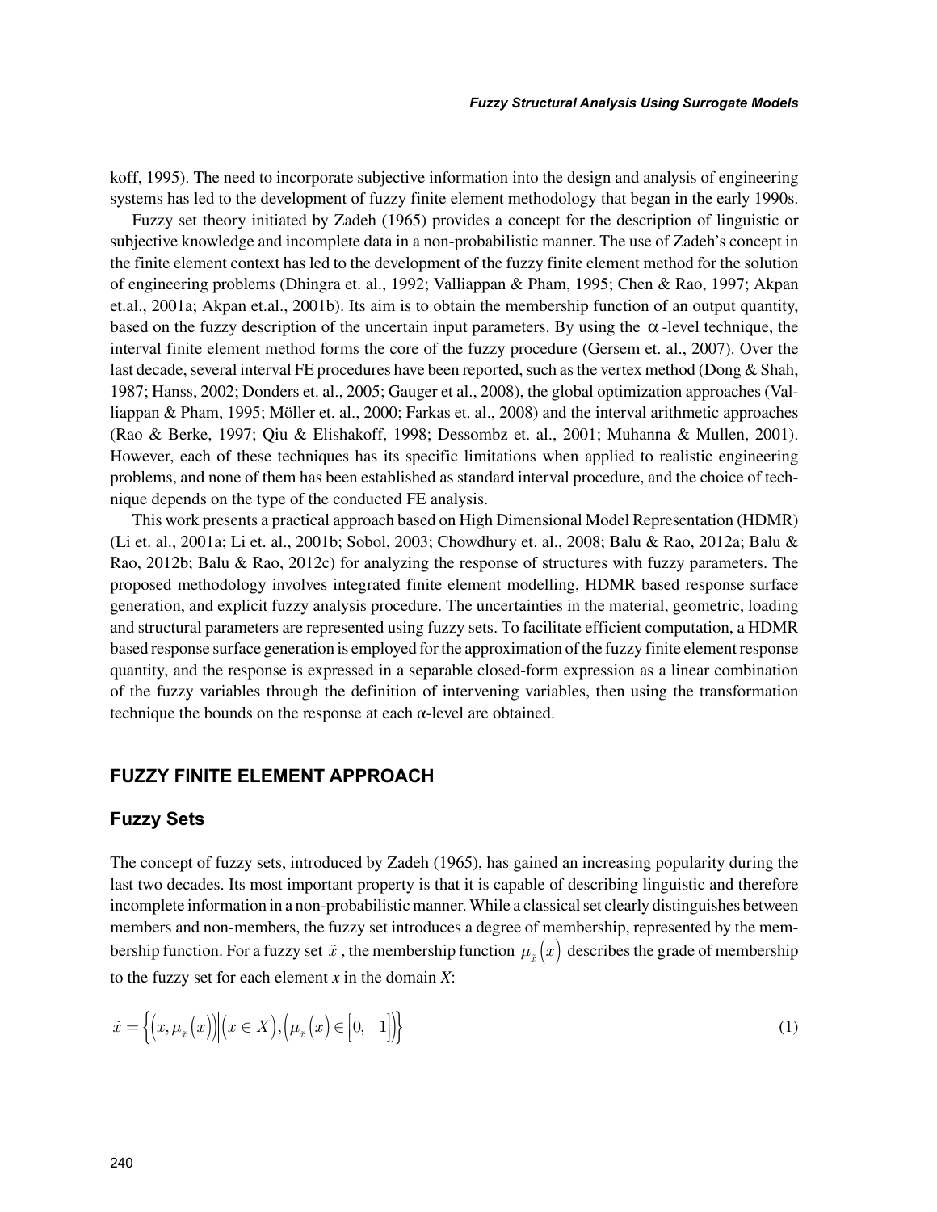koff, 1995). The need to incorporate subjective information into the design and analysis of engineering systems has led to the development of fuzzy finite element methodology that began in the early 1990s.

Fuzzy set theory initiated by Zadeh (1965) provides a concept for the description of linguistic or subjective knowledge and incomplete data in a non-probabilistic manner. The use of Zadeh's concept in the finite element context has led to the development of the fuzzy finite element method for the solution of engineering problems (Dhingra et. al., 1992; Valliappan & Pham, 1995; Chen & Rao, 1997; Akpan et.al., 2001a; Akpan et.al., 2001b). Its aim is to obtain the membership function of an output quantity, based on the fuzzy description of the uncertain input parameters. By using the $\alpha$-level technique, the interval finite element method forms the core of the fuzzy procedure (Gersem et. al., 2007). Over the last decade, several interval FE procedures have been reported, such as the vertex method (Dong & Shah, 1987; Hanss, 2002; Donders et. al., 2005; Gauger et al., 2008), the global optimization approaches (Valliappan & Pham, 1995; Möller et. al., 2000; Farkas et. al., 2008) and the interval arithmetic approaches (Rao & Berke, 1997; Qiu & Elishakoff, 1998; Dessombz et. al., 2001; Muhanna & Mullen, 2001). However, each of these techniques has its specific limitations when applied to realistic engineering problems, and none of them has been established as standard interval procedure, and the choice of technique depends on the type of the conducted FE analysis.

This work presents a practical approach based on High Dimensional Model Representation (HDMR) (Li et. al., 2001a; Li et. al., 2001b; Sobol, 2003; Chowdhury et. al., 2008; Balu & Rao, 2012a; Balu & Rao, 2012b; Balu & Rao, 2012c) for analyzing the response of structures with fuzzy parameters. The proposed methodology involves integrated finite element modelling, HDMR based response surface generation, and explicit fuzzy analysis procedure. The uncertainties in the material, geometric, loading and structural parameters are represented using fuzzy sets. To facilitate efficient computation, a HDMR based response surface generation is employed for the approximation of the fuzzy finite element response quantity, and the response is expressed in a separable closed-form expression as a linear combination of the fuzzy variables through the definition of intervening variables, then using the transformation technique the bounds on the response at each α-level are obtained.

## FUZZY FINITE ELEMENT APPROACH

### Fuzzy Sets

The concept of fuzzy sets, introduced by Zadeh (1965), has gained an increasing popularity during the last two decades. Its most important property is that it is capable of describing linguistic and therefore incomplete information in a non-probabilistic manner. While a classical set clearly distinguishes between members and non-members, the fuzzy set introduces a degree of membership, represented by the membership function. For a fuzzy set $\tilde{x}$, the membership function $\mu_{\tilde{x}}(x)$ describes the grade of membership to the fuzzy set for each element *x* in the domain *X*:

$$\tilde{x} = \left\{ \left(x, \mu_{\tilde{x}}(x)\right) \middle| \left(x \in X\right), \left(\mu_{\tilde{x}}(x) \in [0, \quad 1]\right) \right\} \tag{1}$$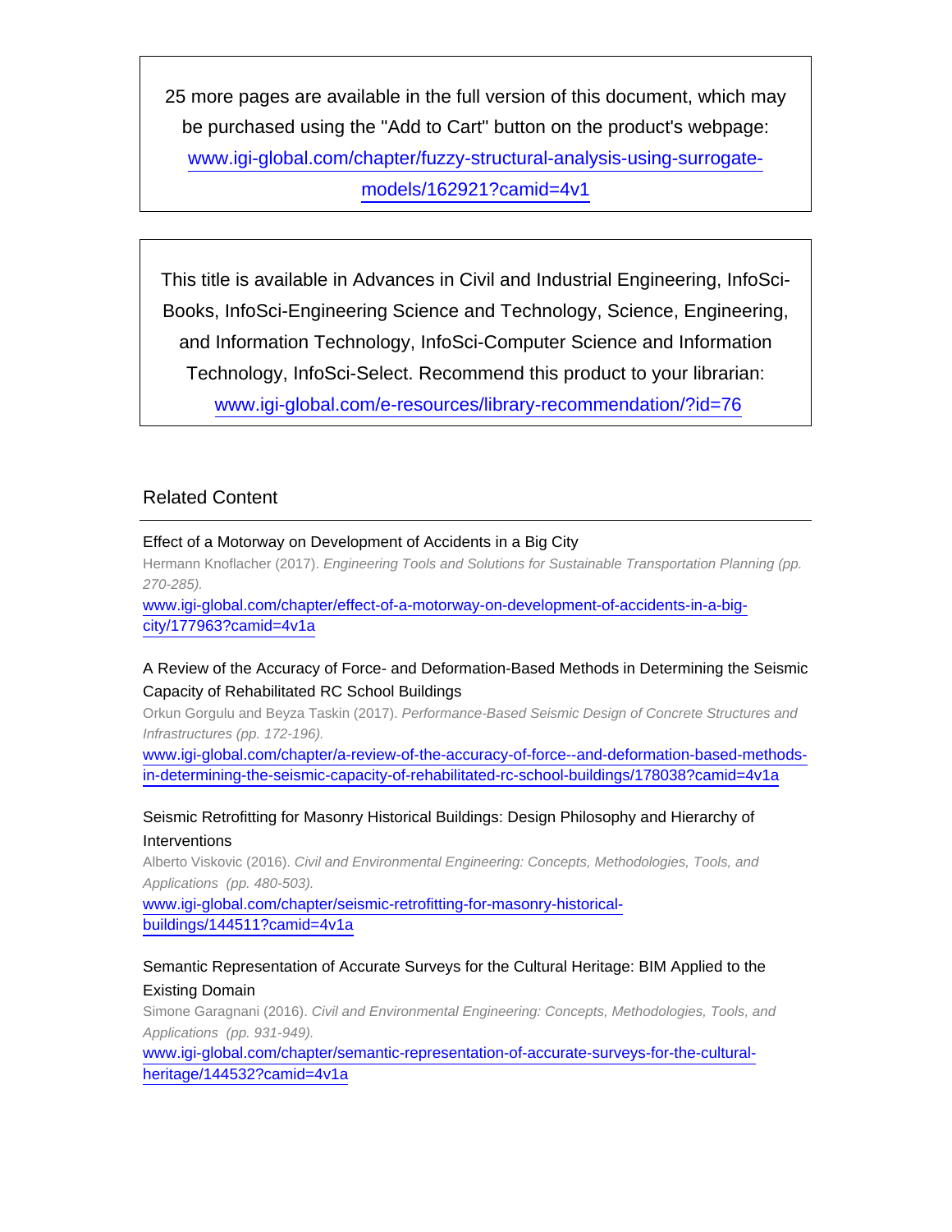25 more pages are available in the full version of this document, which may be purchased using the "Add to Cart" button on the product's webpage: www.igi-global.com/chapter/fuzzy-structural-analysis-using-surrogate-models/162921?camid=4v1

This title is available in Advances in Civil and Industrial Engineering, InfoSci-Books, InfoSci-Engineering Science and Technology, Science, Engineering, and Information Technology, InfoSci-Computer Science and Information Technology, InfoSci-Select. Recommend this product to your librarian: www.igi-global.com/e-resources/library-recommendation/?id=76

## Related Content

Effect of a Motorway on Development of Accidents in a Big City
Hermann Knoflacher (2017). *Engineering Tools and Solutions for Sustainable Transportation Planning (pp. 270-285).*
www.igi-global.com/chapter/effect-of-a-motorway-on-development-of-accidents-in-a-big-city/177963?camid=4v1a

A Review of the Accuracy of Force- and Deformation-Based Methods in Determining the Seismic Capacity of Rehabilitated RC School Buildings
Orkun Gorgulu and Beyza Taskin (2017). *Performance-Based Seismic Design of Concrete Structures and Infrastructures (pp. 172-196).*
www.igi-global.com/chapter/a-review-of-the-accuracy-of-force--and-deformation-based-methods-in-determining-the-seismic-capacity-of-rehabilitated-rc-school-buildings/178038?camid=4v1a

Seismic Retrofitting for Masonry Historical Buildings: Design Philosophy and Hierarchy of Interventions
Alberto Viskovic (2016). *Civil and Environmental Engineering: Concepts, Methodologies, Tools, and Applications (pp. 480-503).*
www.igi-global.com/chapter/seismic-retrofitting-for-masonry-historical-buildings/144511?camid=4v1a

Semantic Representation of Accurate Surveys for the Cultural Heritage: BIM Applied to the Existing Domain
Simone Garagnani (2016). *Civil and Environmental Engineering: Concepts, Methodologies, Tools, and Applications (pp. 931-949).*
www.igi-global.com/chapter/semantic-representation-of-accurate-surveys-for-the-cultural-heritage/144532?camid=4v1a